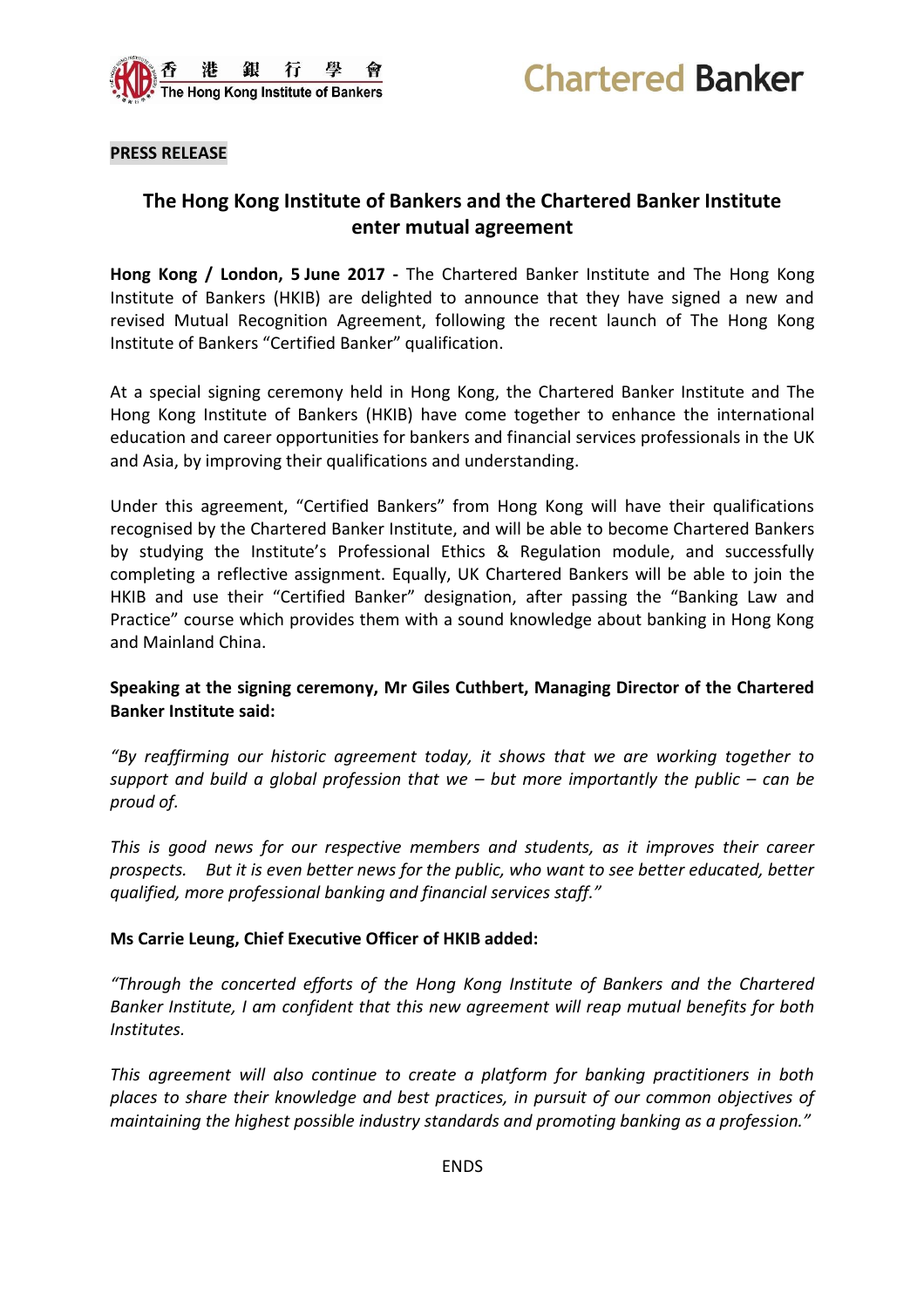香港銀行學會 The Hong Kong Institute of Bankers

Chartered Banker

**PRESS RELEASE**

## The Hong Kong Institute of Bankers and the Chartered Banker Institute enter mutual agreement

**Hong Kong / London, 5 June 2017 -** The Chartered Banker Institute and The Hong Kong Institute of Bankers (HKIB) are delighted to announce that they have signed a new and revised Mutual Recognition Agreement, following the recent launch of The Hong Kong Institute of Bankers "Certified Banker" qualification.

At a special signing ceremony held in Hong Kong, the Chartered Banker Institute and The Hong Kong Institute of Bankers (HKIB) have come together to enhance the international education and career opportunities for bankers and financial services professionals in the UK and Asia, by improving their qualifications and understanding.

Under this agreement, "Certified Bankers" from Hong Kong will have their qualifications recognised by the Chartered Banker Institute, and will be able to become Chartered Bankers by studying the Institute's Professional Ethics & Regulation module, and successfully completing a reflective assignment. Equally, UK Chartered Bankers will be able to join the HKIB and use their "Certified Banker" designation, after passing the "Banking Law and Practice" course which provides them with a sound knowledge about banking in Hong Kong and Mainland China.

**Speaking at the signing ceremony, Mr Giles Cuthbert, Managing Director of the Chartered Banker Institute said:**

*"By reaffirming our historic agreement today, it shows that we are working together to support and build a global profession that we – but more importantly the public – can be proud of.*

*This is good news for our respective members and students, as it improves their career prospects. But it is even better news for the public, who want to see better educated, better qualified, more professional banking and financial services staff."*

**Ms Carrie Leung, Chief Executive Officer of HKIB added:**

*"Through the concerted efforts of the Hong Kong Institute of Bankers and the Chartered Banker Institute, I am confident that this new agreement will reap mutual benefits for both Institutes.*

*This agreement will also continue to create a platform for banking practitioners in both places to share their knowledge and best practices, in pursuit of our common objectives of maintaining the highest possible industry standards and promoting banking as a profession."*

ENDS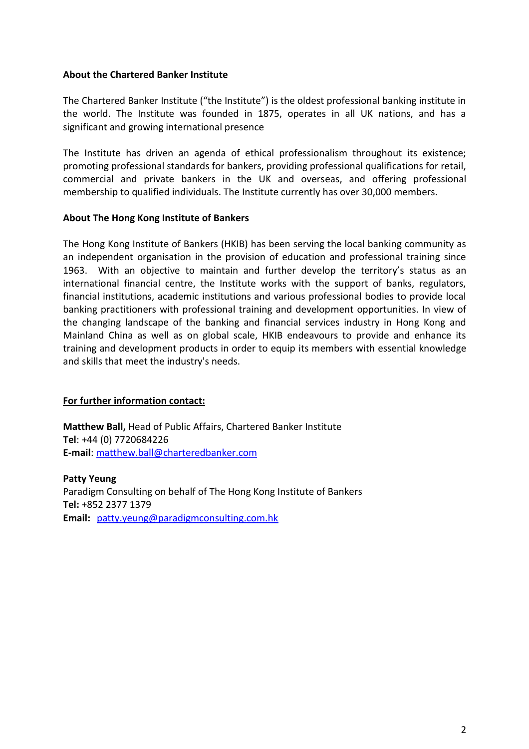**About the Chartered Banker Institute**

The Chartered Banker Institute ("the Institute") is the oldest professional banking institute in the world. The Institute was founded in 1875, operates in all UK nations, and has a significant and growing international presence

The Institute has driven an agenda of ethical professionalism throughout its existence; promoting professional standards for bankers, providing professional qualifications for retail, commercial and private bankers in the UK and overseas, and offering professional membership to qualified individuals. The Institute currently has over 30,000 members.

**About The Hong Kong Institute of Bankers**

The Hong Kong Institute of Bankers (HKIB) has been serving the local banking community as an independent organisation in the provision of education and professional training since 1963. With an objective to maintain and further develop the territory's status as an international financial centre, the Institute works with the support of banks, regulators, financial institutions, academic institutions and various professional bodies to provide local banking practitioners with professional training and development opportunities. In view of the changing landscape of the banking and financial services industry in Hong Kong and Mainland China as well as on global scale, HKIB endeavours to provide and enhance its training and development products in order to equip its members with essential knowledge and skills that meet the industry's needs.

**For further information contact:**

**Matthew Ball,** Head of Public Affairs, Chartered Banker Institute
**Tel**: +44 (0) 7720684226
**E-mail**: matthew.ball@charteredbanker.com

**Patty Yeung**
Paradigm Consulting on behalf of The Hong Kong Institute of Bankers
**Tel:** +852 2377 1379
**Email:** patty.yeung@paradigmconsulting.com.hk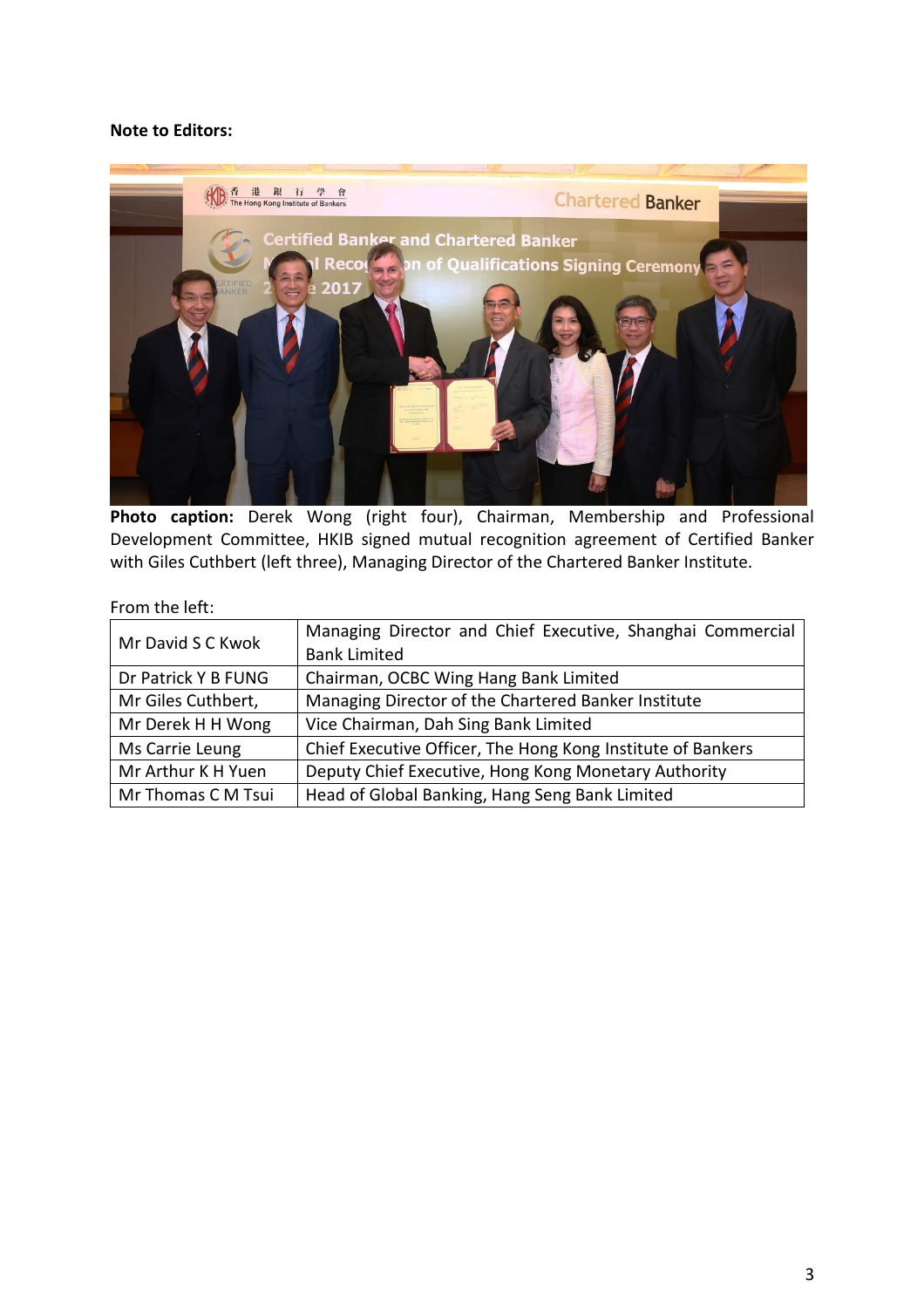**Note to Editors:**

**Photo caption:** Derek Wong (right four), Chairman, Membership and Professional Development Committee, HKIB signed mutual recognition agreement of Certified Banker with Giles Cuthbert (left three), Managing Director of the Chartered Banker Institute.

From the left:

| | |
|---|---|
| Mr David S C Kwok | Managing Director and Chief Executive, Shanghai Commercial Bank Limited |
| Dr Patrick Y B FUNG | Chairman, OCBC Wing Hang Bank Limited |
| Mr Giles Cuthbert, | Managing Director of the Chartered Banker Institute |
| Mr Derek H H Wong | Vice Chairman, Dah Sing Bank Limited |
| Ms Carrie Leung | Chief Executive Officer, The Hong Kong Institute of Bankers |
| Mr Arthur K H Yuen | Deputy Chief Executive, Hong Kong Monetary Authority |
| Mr Thomas C M Tsui | Head of Global Banking, Hang Seng Bank Limited |